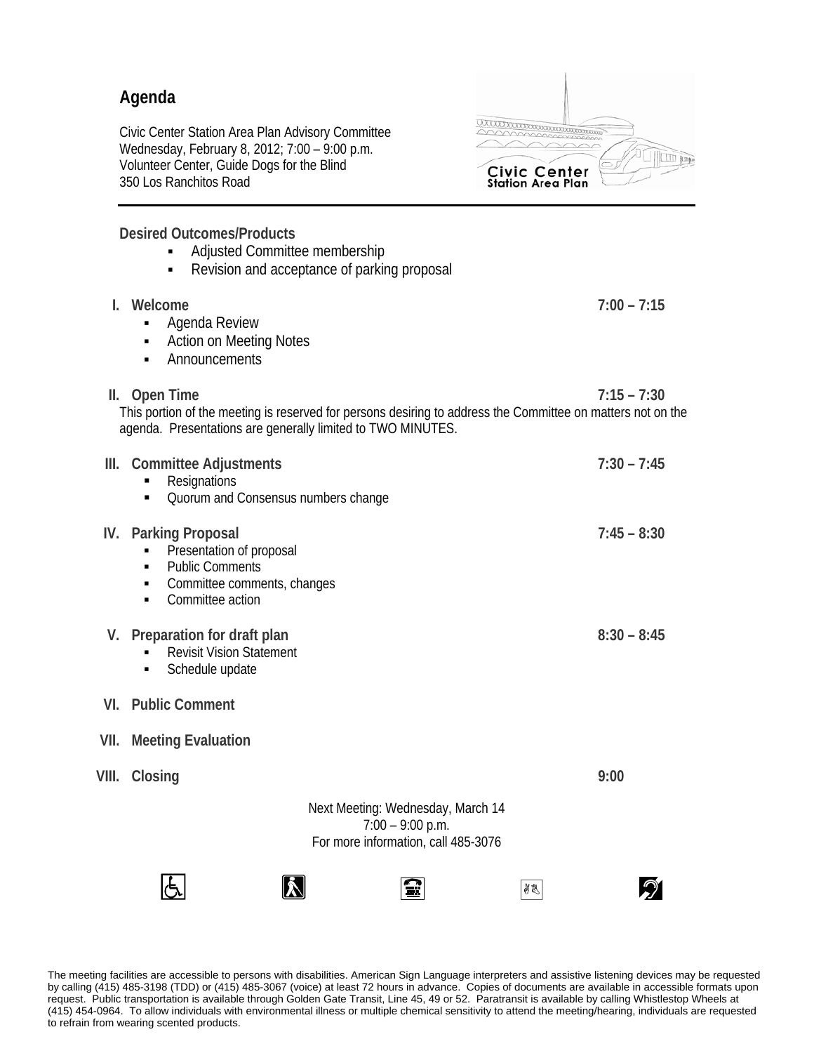# Agenda

Civic Center Station Area Plan Advisory Committee
Wednesday, February 8, 2012; 7:00 – 9:00 p.m.
Volunteer Center, Guide Dogs for the Blind
350 Los Ranchitos Road

Civic Center Station Area Plan

---

**Desired Outcomes/Products**

- Adjusted Committee membership
- Revision and acceptance of parking proposal

**I. Welcome** 7:00 – 7:15

- Agenda Review
- Action on Meeting Notes
- Announcements

**II. Open Time** 7:15 – 7:30

This portion of the meeting is reserved for persons desiring to address the Committee on matters not on the agenda. Presentations are generally limited to TWO MINUTES.

**III. Committee Adjustments** 7:30 – 7:45

- Resignations
- Quorum and Consensus numbers change

**IV. Parking Proposal** 7:45 – 8:30

- Presentation of proposal
- Public Comments
- Committee comments, changes
- Committee action

**V. Preparation for draft plan** 8:30 – 8:45

- Revisit Vision Statement
- Schedule update

**VI. Public Comment**

**VII. Meeting Evaluation**

**VIII. Closing** 9:00

Next Meeting: Wednesday, March 14
7:00 – 9:00 p.m.
For more information, call 485-3076

The meeting facilities are accessible to persons with disabilities. American Sign Language interpreters and assistive listening devices may be requested by calling (415) 485-3198 (TDD) or (415) 485-3067 (voice) at least 72 hours in advance. Copies of documents are available in accessible formats upon request. Public transportation is available through Golden Gate Transit, Line 45, 49 or 52. Paratransit is available by calling Whistlestop Wheels at (415) 454-0964. To allow individuals with environmental illness or multiple chemical sensitivity to attend the meeting/hearing, individuals are requested to refrain from wearing scented products.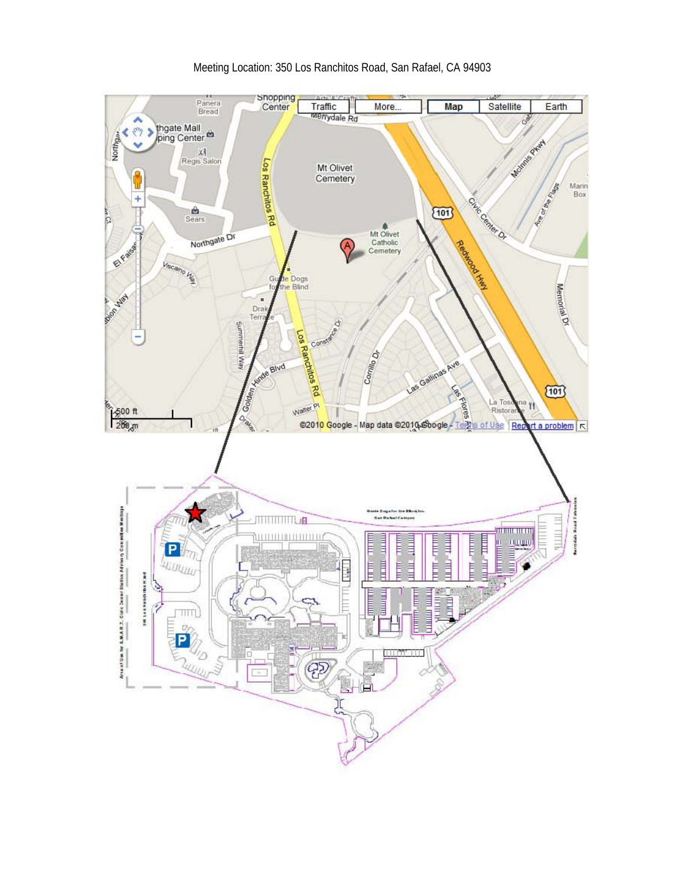Meeting Location: 350 Los Ranchitos Road, San Rafael, CA 94903